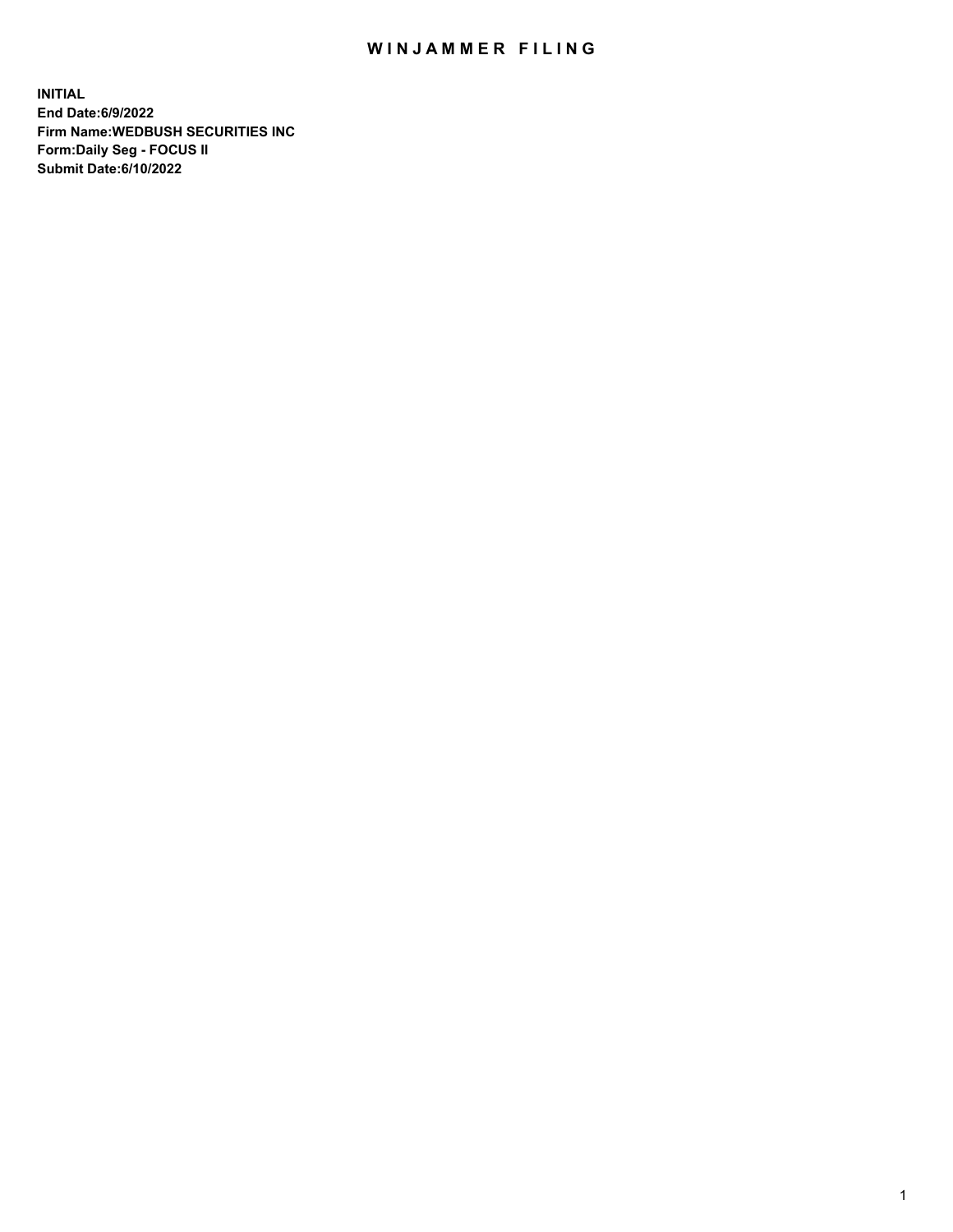# WINJAMMER FILING

**INITIAL**
**End Date:6/9/2022**
**Firm Name:WEDBUSH SECURITIES INC**
**Form:Daily Seg - FOCUS II**
**Submit Date:6/10/2022**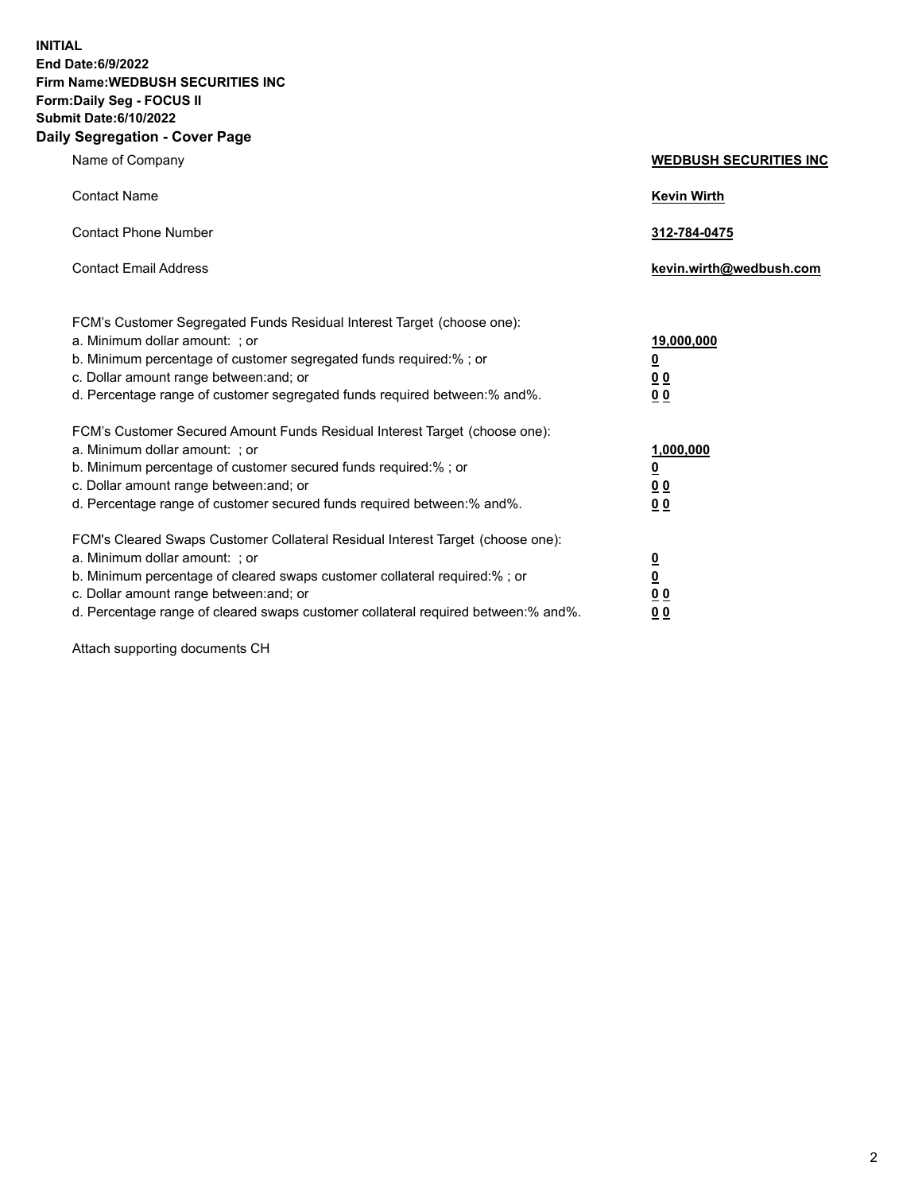**INITIAL**
**End Date:6/9/2022**
**Firm Name:WEDBUSH SECURITIES INC**
**Form:Daily Seg - FOCUS II**
**Submit Date:6/10/2022**

## Daily Segregation - Cover Page

| | |
|---|---|
| Name of Company | **WEDBUSH SECURITIES INC** |
| Contact Name | **Kevin Wirth** |
| Contact Phone Number | **312-784-0475** |
| Contact Email Address | **kevin.wirth@wedbush.com** |

| | |
|---|---|
| FCM's Customer Segregated Funds Residual Interest Target (choose one): | |
| a. Minimum dollar amount: ; or | **19,000,000** |
| b. Minimum percentage of customer segregated funds required:% ; or | **0** |
| c. Dollar amount range between:and; or | **0 0** |
| d. Percentage range of customer segregated funds required between:% and%. | **0 0** |
| FCM's Customer Secured Amount Funds Residual Interest Target (choose one): | |
| a. Minimum dollar amount: ; or | **1,000,000** |
| b. Minimum percentage of customer secured funds required:% ; or | **0** |
| c. Dollar amount range between:and; or | **0 0** |
| d. Percentage range of customer secured funds required between:% and%. | **0 0** |
| FCM's Cleared Swaps Customer Collateral Residual Interest Target (choose one): | |
| a. Minimum dollar amount: ; or | **0** |
| b. Minimum percentage of cleared swaps customer collateral required:% ; or | **0** |
| c. Dollar amount range between:and; or | **0 0** |
| d. Percentage range of cleared swaps customer collateral required between:% and%. | **0 0** |

Attach supporting documents CH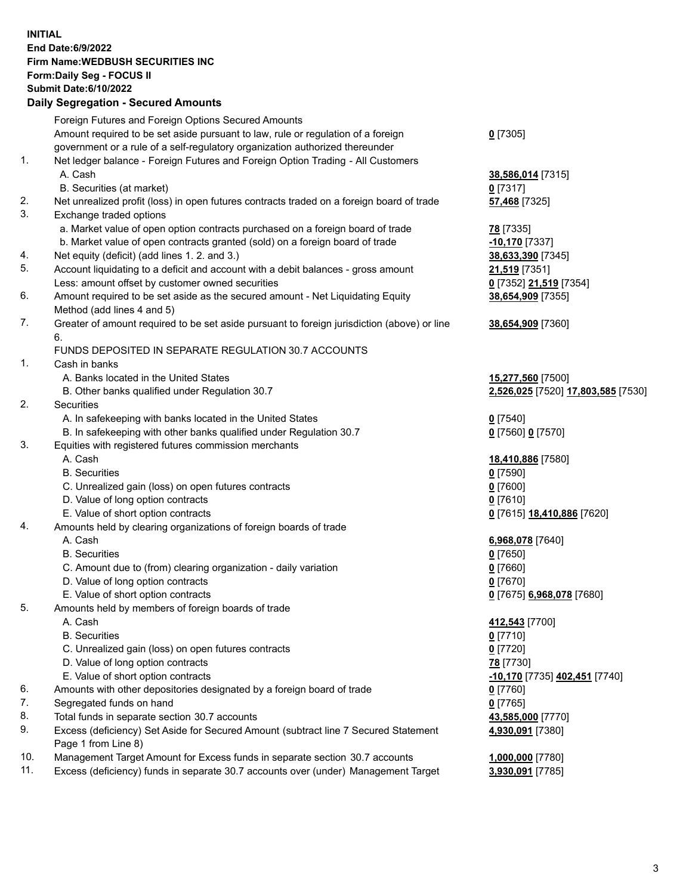**INITIAL**
**End Date:6/9/2022**
**Firm Name:WEDBUSH SECURITIES INC**
**Form:Daily Seg - FOCUS II**
**Submit Date:6/10/2022**

**Daily Segregation - Secured Amounts**

| | | |
|---|---|---|
| | Foreign Futures and Foreign Options Secured Amounts | |
| | Amount required to be set aside pursuant to law, rule or regulation of a foreign government or a rule of a self-regulatory organization authorized thereunder | **0** [7305] |
| 1. | Net ledger balance - Foreign Futures and Foreign Option Trading - All Customers | |
| | A. Cash | **38,586,014** [7315] |
| | B. Securities (at market) | **0** [7317] |
| 2. | Net unrealized profit (loss) in open futures contracts traded on a foreign board of trade | **57,468** [7325] |
| 3. | Exchange traded options | |
| | a. Market value of open option contracts purchased on a foreign board of trade | **78** [7335] |
| | b. Market value of open contracts granted (sold) on a foreign board of trade | **-10,170** [7337] |
| 4. | Net equity (deficit) (add lines 1. 2. and 3.) | **38,633,390** [7345] |
| 5. | Account liquidating to a deficit and account with a debit balances - gross amount | **21,519** [7351] |
| | Less: amount offset by customer owned securities | **0** [7352] **21,519** [7354] |
| 6. | Amount required to be set aside as the secured amount - Net Liquidating Equity Method (add lines 4 and 5) | **38,654,909** [7355] |
| 7. | Greater of amount required to be set aside pursuant to foreign jurisdiction (above) or line 6. | **38,654,909** [7360] |
| | FUNDS DEPOSITED IN SEPARATE REGULATION 30.7 ACCOUNTS | |
| 1. | Cash in banks | |
| | A. Banks located in the United States | **15,277,560** [7500] |
| | B. Other banks qualified under Regulation 30.7 | **2,526,025** [7520] **17,803,585** [7530] |
| 2. | Securities | |
| | A. In safekeeping with banks located in the United States | **0** [7540] |
| | B. In safekeeping with other banks qualified under Regulation 30.7 | **0** [7560] **0** [7570] |
| 3. | Equities with registered futures commission merchants | |
| | A. Cash | **18,410,886** [7580] |
| | B. Securities | **0** [7590] |
| | C. Unrealized gain (loss) on open futures contracts | **0** [7600] |
| | D. Value of long option contracts | **0** [7610] |
| | E. Value of short option contracts | **0** [7615] **18,410,886** [7620] |
| 4. | Amounts held by clearing organizations of foreign boards of trade | |
| | A. Cash | **6,968,078** [7640] |
| | B. Securities | **0** [7650] |
| | C. Amount due to (from) clearing organization - daily variation | **0** [7660] |
| | D. Value of long option contracts | **0** [7670] |
| | E. Value of short option contracts | **0** [7675] **6,968,078** [7680] |
| 5. | Amounts held by members of foreign boards of trade | |
| | A. Cash | **412,543** [7700] |
| | B. Securities | **0** [7710] |
| | C. Unrealized gain (loss) on open futures contracts | **0** [7720] |
| | D. Value of long option contracts | **78** [7730] |
| | E. Value of short option contracts | **-10,170** [7735] **402,451** [7740] |
| 6. | Amounts with other depositories designated by a foreign board of trade | **0** [7760] |
| 7. | Segregated funds on hand | **0** [7765] |
| 8. | Total funds in separate section 30.7 accounts | **43,585,000** [7770] |
| 9. | Excess (deficiency) Set Aside for Secured Amount (subtract line 7 Secured Statement Page 1 from Line 8) | **4,930,091** [7380] |
| 10. | Management Target Amount for Excess funds in separate section 30.7 accounts | **1,000,000** [7780] |
| 11. | Excess (deficiency) funds in separate 30.7 accounts over (under) Management Target | **3,930,091** [7785] |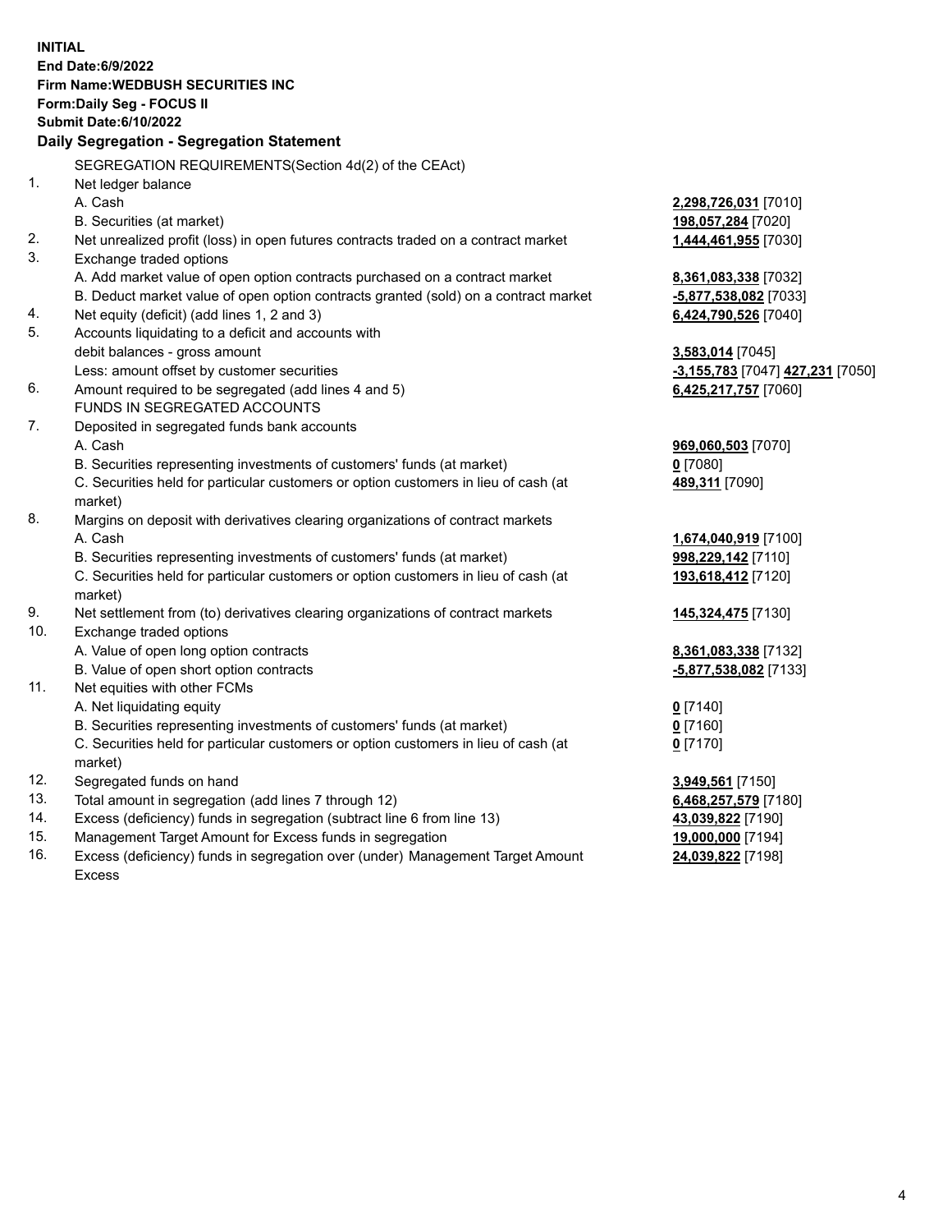**INITIAL**
**End Date:6/9/2022**
**Firm Name:WEDBUSH SECURITIES INC**
**Form:Daily Seg - FOCUS II**
**Submit Date:6/10/2022**

### Daily Segregation - Segregation Statement

SEGREGATION REQUIREMENTS(Section 4d(2) of the CEAct)

| | | |
|---|---|---|
| 1. | Net ledger balance | |
| | A. Cash | **2,298,726,031** [7010] |
| | B. Securities (at market) | **198,057,284** [7020] |
| 2. | Net unrealized profit (loss) in open futures contracts traded on a contract market | **1,444,461,955** [7030] |
| 3. | Exchange traded options | |
| | A. Add market value of open option contracts purchased on a contract market | **8,361,083,338** [7032] |
| | B. Deduct market value of open option contracts granted (sold) on a contract market | **-5,877,538,082** [7033] |
| 4. | Net equity (deficit) (add lines 1, 2 and 3) | **6,424,790,526** [7040] |
| 5. | Accounts liquidating to a deficit and accounts with | |
| | debit balances - gross amount | **3,583,014** [7045] |
| | Less: amount offset by customer securities | **-3,155,783** [7047] **427,231** [7050] |
| 6. | Amount required to be segregated (add lines 4 and 5) | **6,425,217,757** [7060] |
| | FUNDS IN SEGREGATED ACCOUNTS | |
| 7. | Deposited in segregated funds bank accounts | |
| | A. Cash | **969,060,503** [7070] |
| | B. Securities representing investments of customers' funds (at market) | **0** [7080] |
| | C. Securities held for particular customers or option customers in lieu of cash (at market) | **489,311** [7090] |
| 8. | Margins on deposit with derivatives clearing organizations of contract markets | |
| | A. Cash | **1,674,040,919** [7100] |
| | B. Securities representing investments of customers' funds (at market) | **998,229,142** [7110] |
| | C. Securities held for particular customers or option customers in lieu of cash (at market) | **193,618,412** [7120] |
| 9. | Net settlement from (to) derivatives clearing organizations of contract markets | **145,324,475** [7130] |
| 10. | Exchange traded options | |
| | A. Value of open long option contracts | **8,361,083,338** [7132] |
| | B. Value of open short option contracts | **-5,877,538,082** [7133] |
| 11. | Net equities with other FCMs | |
| | A. Net liquidating equity | **0** [7140] |
| | B. Securities representing investments of customers' funds (at market) | **0** [7160] |
| | C. Securities held for particular customers or option customers in lieu of cash (at market) | **0** [7170] |
| 12. | Segregated funds on hand | **3,949,561** [7150] |
| 13. | Total amount in segregation (add lines 7 through 12) | **6,468,257,579** [7180] |
| 14. | Excess (deficiency) funds in segregation (subtract line 6 from line 13) | **43,039,822** [7190] |
| 15. | Management Target Amount for Excess funds in segregation | **19,000,000** [7194] |
| 16. | Excess (deficiency) funds in segregation over (under) Management Target Amount Excess | **24,039,822** [7198] |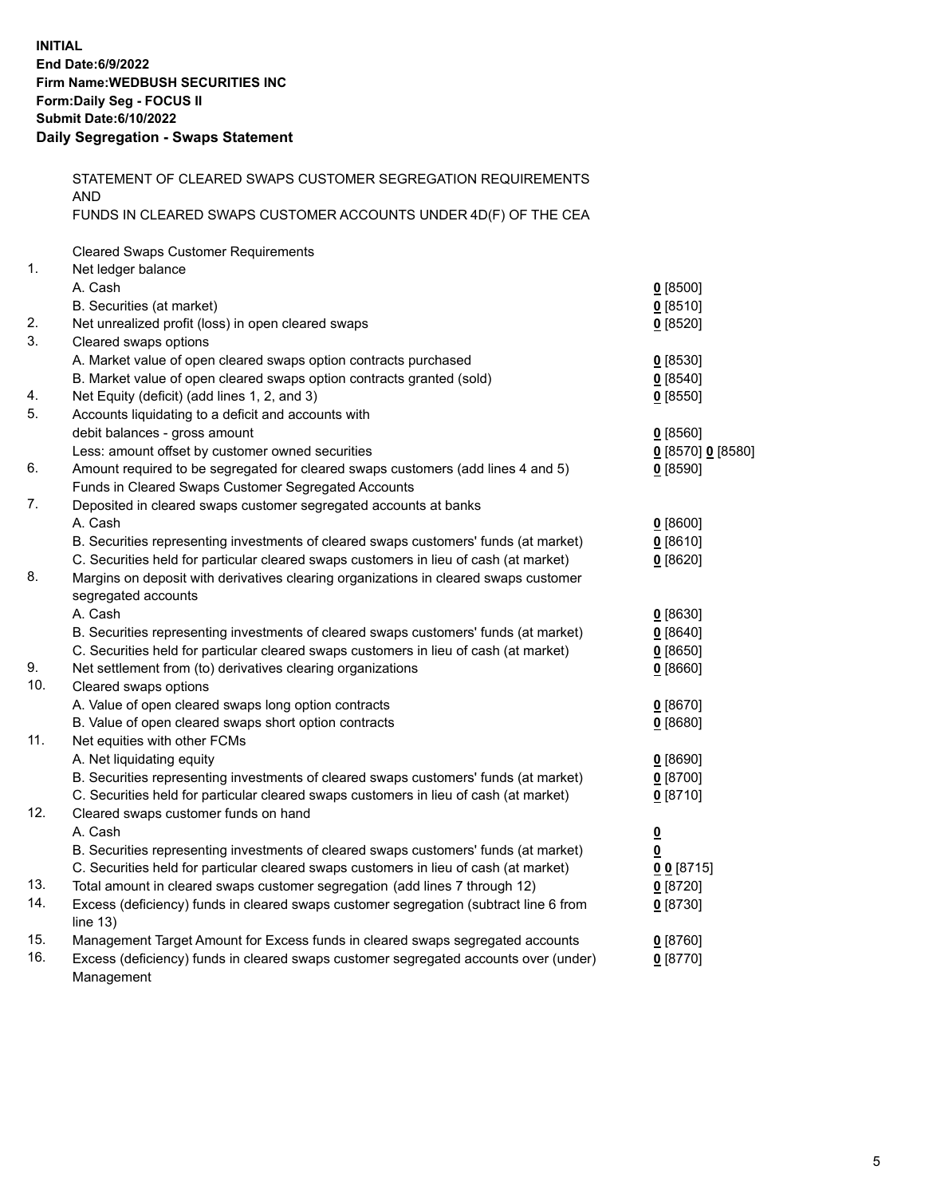**INITIAL**
**End Date:6/9/2022**
**Firm Name:WEDBUSH SECURITIES INC**
**Form:Daily Seg - FOCUS II**
**Submit Date:6/10/2022**
**Daily Segregation - Swaps Statement**

STATEMENT OF CLEARED SWAPS CUSTOMER SEGREGATION REQUIREMENTS AND FUNDS IN CLEARED SWAPS CUSTOMER ACCOUNTS UNDER 4D(F) OF THE CEA

| | | |
|---|---|---|
| | Cleared Swaps Customer Requirements | |
| 1. | Net ledger balance | |
| | A. Cash | 0 [8500] |
| | B. Securities (at market) | 0 [8510] |
| 2. | Net unrealized profit (loss) in open cleared swaps | 0 [8520] |
| 3. | Cleared swaps options | |
| | A. Market value of open cleared swaps option contracts purchased | 0 [8530] |
| | B. Market value of open cleared swaps option contracts granted (sold) | 0 [8540] |
| 4. | Net Equity (deficit) (add lines 1, 2, and 3) | 0 [8550] |
| 5. | Accounts liquidating to a deficit and accounts with debit balances - gross amount | 0 [8560] |
| | Less: amount offset by customer owned securities | 0 [8570] 0 [8580] |
| 6. | Amount required to be segregated for cleared swaps customers (add lines 4 and 5) | 0 [8590] |
| | Funds in Cleared Swaps Customer Segregated Accounts | |
| 7. | Deposited in cleared swaps customer segregated accounts at banks | |
| | A. Cash | 0 [8600] |
| | B. Securities representing investments of cleared swaps customers' funds (at market) | 0 [8610] |
| | C. Securities held for particular cleared swaps customers in lieu of cash (at market) | 0 [8620] |
| 8. | Margins on deposit with derivatives clearing organizations in cleared swaps customer segregated accounts | |
| | A. Cash | 0 [8630] |
| | B. Securities representing investments of cleared swaps customers' funds (at market) | 0 [8640] |
| | C. Securities held for particular cleared swaps customers in lieu of cash (at market) | 0 [8650] |
| 9. | Net settlement from (to) derivatives clearing organizations | 0 [8660] |
| 10. | Cleared swaps options | |
| | A. Value of open cleared swaps long option contracts | 0 [8670] |
| | B. Value of open cleared swaps short option contracts | 0 [8680] |
| 11. | Net equities with other FCMs | |
| | A. Net liquidating equity | 0 [8690] |
| | B. Securities representing investments of cleared swaps customers' funds (at market) | 0 [8700] |
| | C. Securities held for particular cleared swaps customers in lieu of cash (at market) | 0 [8710] |
| 12. | Cleared swaps customer funds on hand | |
| | A. Cash | 0 |
| | B. Securities representing investments of cleared swaps customers' funds (at market) | 0 |
| | C. Securities held for particular cleared swaps customers in lieu of cash (at market) | 0 0 [8715] |
| 13. | Total amount in cleared swaps customer segregation (add lines 7 through 12) | 0 [8720] |
| 14. | Excess (deficiency) funds in cleared swaps customer segregation (subtract line 6 from line 13) | 0 [8730] |
| 15. | Management Target Amount for Excess funds in cleared swaps segregated accounts | 0 [8760] |
| 16. | Excess (deficiency) funds in cleared swaps customer segregated accounts over (under) Management | 0 [8770] |